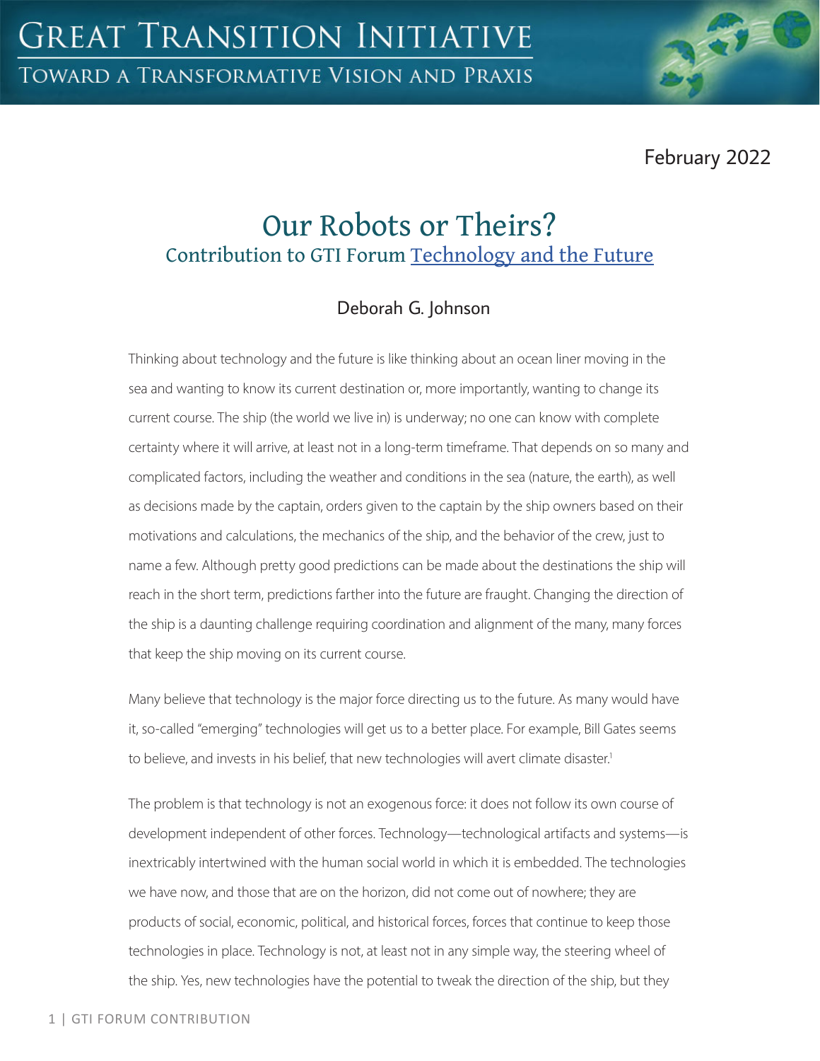February 2022

# Our Robots or Theirs?

## Contribution to GTI Forum Technology and the Future

Deborah G. Johnson

Thinking about technology and the future is like thinking about an ocean liner moving in the sea and wanting to know its current destination or, more importantly, wanting to change its current course. The ship (the world we live in) is underway; no one can know with complete certainty where it will arrive, at least not in a long-term timeframe. That depends on so many and complicated factors, including the weather and conditions in the sea (nature, the earth), as well as decisions made by the captain, orders given to the captain by the ship owners based on their motivations and calculations, the mechanics of the ship, and the behavior of the crew, just to name a few. Although pretty good predictions can be made about the destinations the ship will reach in the short term, predictions farther into the future are fraught. Changing the direction of the ship is a daunting challenge requiring coordination and alignment of the many, many forces that keep the ship moving on its current course.

Many believe that technology is the major force directing us to the future. As many would have it, so-called "emerging" technologies will get us to a better place. For example, Bill Gates seems to believe, and invests in his belief, that new technologies will avert climate disaster.[1]

The problem is that technology is not an exogenous force: it does not follow its own course of development independent of other forces. Technology—technological artifacts and systems—is inextricably intertwined with the human social world in which it is embedded. The technologies we have now, and those that are on the horizon, did not come out of nowhere; they are products of social, economic, political, and historical forces, forces that continue to keep those technologies in place. Technology is not, at least not in any simple way, the steering wheel of the ship. Yes, new technologies have the potential to tweak the direction of the ship, but they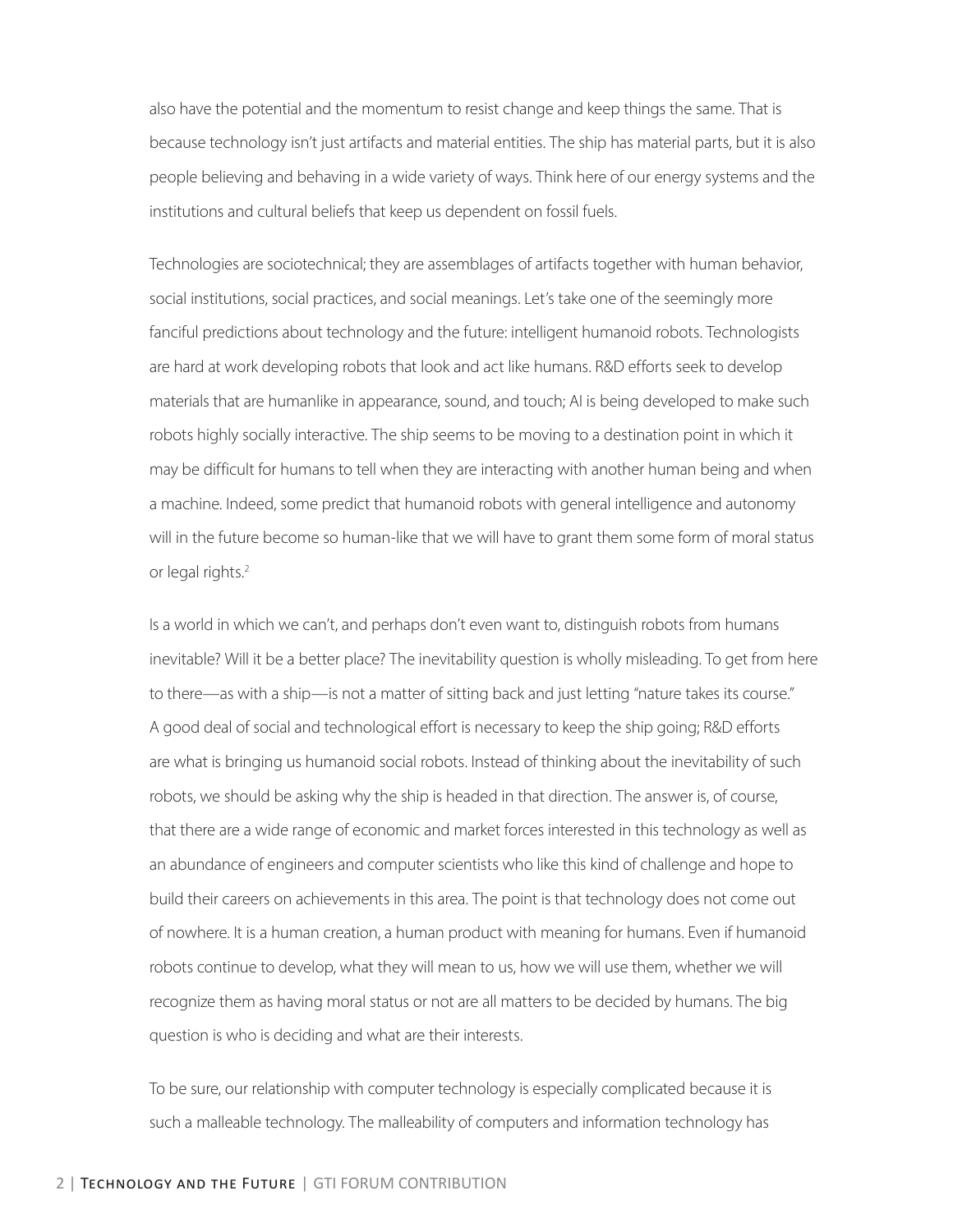also have the potential and the momentum to resist change and keep things the same. That is because technology isn't just artifacts and material entities. The ship has material parts, but it is also people believing and behaving in a wide variety of ways. Think here of our energy systems and the institutions and cultural beliefs that keep us dependent on fossil fuels.

Technologies are sociotechnical; they are assemblages of artifacts together with human behavior, social institutions, social practices, and social meanings. Let's take one of the seemingly more fanciful predictions about technology and the future: intelligent humanoid robots. Technologists are hard at work developing robots that look and act like humans. R&D efforts seek to develop materials that are humanlike in appearance, sound, and touch; AI is being developed to make such robots highly socially interactive. The ship seems to be moving to a destination point in which it may be difficult for humans to tell when they are interacting with another human being and when a machine. Indeed, some predict that humanoid robots with general intelligence and autonomy will in the future become so human-like that we will have to grant them some form of moral status or legal rights.[2]

Is a world in which we can't, and perhaps don't even want to, distinguish robots from humans inevitable? Will it be a better place? The inevitability question is wholly misleading. To get from here to there—as with a ship—is not a matter of sitting back and just letting "nature takes its course." A good deal of social and technological effort is necessary to keep the ship going; R&D efforts are what is bringing us humanoid social robots. Instead of thinking about the inevitability of such robots, we should be asking why the ship is headed in that direction. The answer is, of course, that there are a wide range of economic and market forces interested in this technology as well as an abundance of engineers and computer scientists who like this kind of challenge and hope to build their careers on achievements in this area. The point is that technology does not come out of nowhere. It is a human creation, a human product with meaning for humans. Even if humanoid robots continue to develop, what they will mean to us, how we will use them, whether we will recognize them as having moral status or not are all matters to be decided by humans. The big question is who is deciding and what are their interests.

To be sure, our relationship with computer technology is especially complicated because it is such a malleable technology. The malleability of computers and information technology has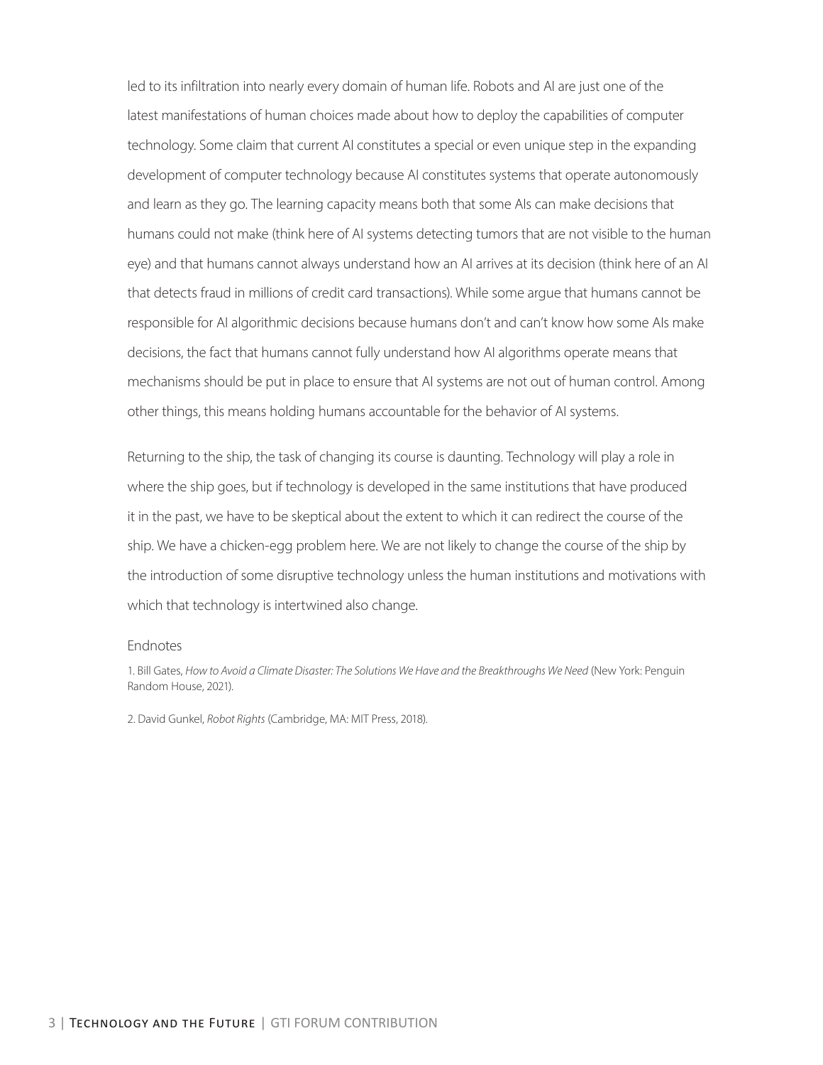led to its infiltration into nearly every domain of human life. Robots and AI are just one of the latest manifestations of human choices made about how to deploy the capabilities of computer technology. Some claim that current AI constitutes a special or even unique step in the expanding development of computer technology because AI constitutes systems that operate autonomously and learn as they go. The learning capacity means both that some AIs can make decisions that humans could not make (think here of AI systems detecting tumors that are not visible to the human eye) and that humans cannot always understand how an AI arrives at its decision (think here of an AI that detects fraud in millions of credit card transactions). While some argue that humans cannot be responsible for AI algorithmic decisions because humans don't and can't know how some AIs make decisions, the fact that humans cannot fully understand how AI algorithms operate means that mechanisms should be put in place to ensure that AI systems are not out of human control. Among other things, this means holding humans accountable for the behavior of AI systems.

Returning to the ship, the task of changing its course is daunting. Technology will play a role in where the ship goes, but if technology is developed in the same institutions that have produced it in the past, we have to be skeptical about the extent to which it can redirect the course of the ship. We have a chicken-egg problem here. We are not likely to change the course of the ship by the introduction of some disruptive technology unless the human institutions and motivations with which that technology is intertwined also change.

Endnotes

1. Bill Gates, *How to Avoid a Climate Disaster: The Solutions We Have and the Breakthroughs We Need* (New York: Penguin Random House, 2021).

2. David Gunkel, *Robot Rights* (Cambridge, MA: MIT Press, 2018).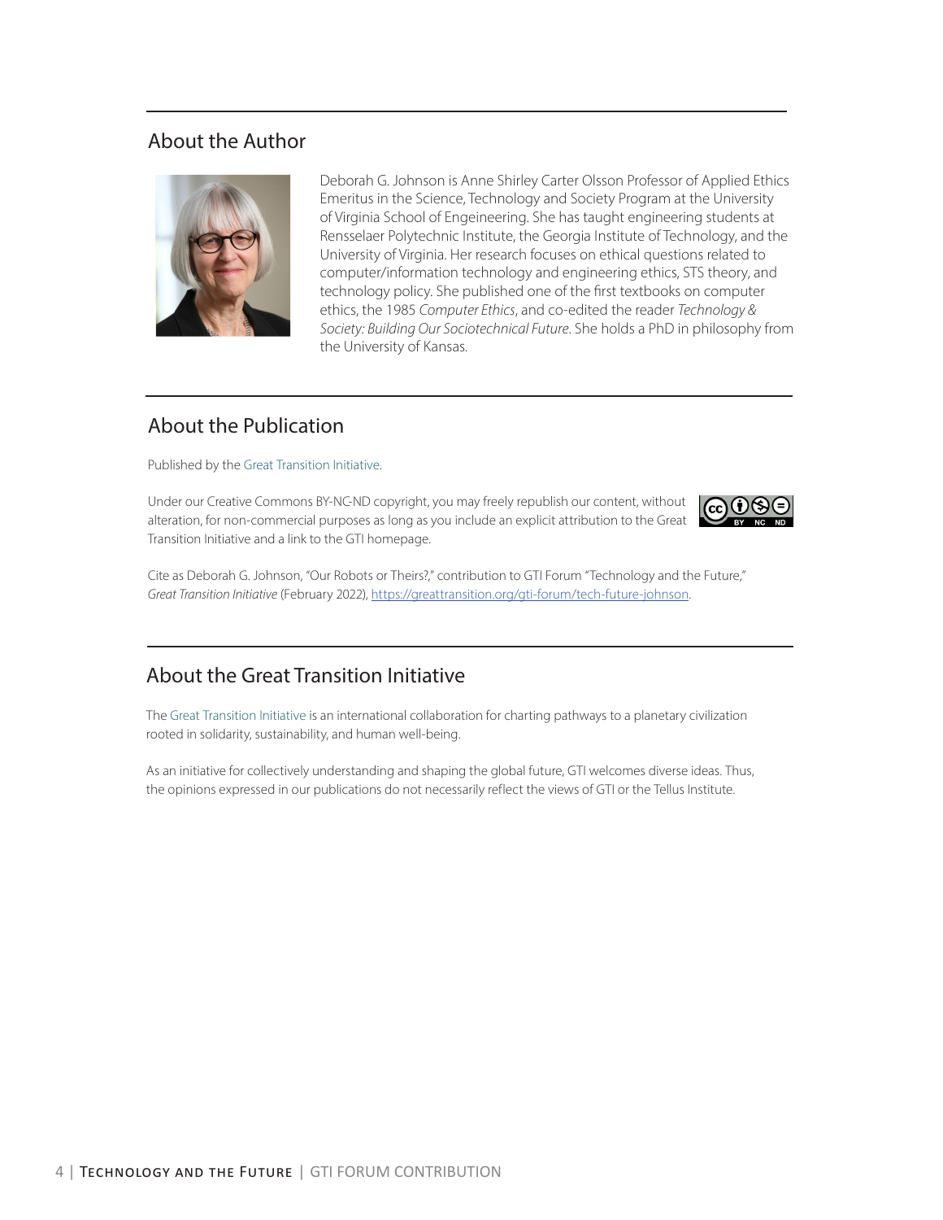## About the Author

Deborah G. Johnson is Anne Shirley Carter Olsson Professor of Applied Ethics Emeritus in the Science, Technology and Society Program at the University of Virginia School of Engeineering. She has taught engineering students at Rensselaer Polytechnic Institute, the Georgia Institute of Technology, and the University of Virginia. Her research focuses on ethical questions related to computer/information technology and engineering ethics, STS theory, and technology policy. She published one of the first textbooks on computer ethics, the 1985 *Computer Ethics*, and co-edited the reader *Technology & Society: Building Our Sociotechnical Future*. She holds a PhD in philosophy from the University of Kansas.

## About the Publication

Published by the Great Transition Initiative.

Under our Creative Commons BY-NC-ND copyright, you may freely republish our content, without alteration, for non-commercial purposes as long as you include an explicit attribution to the Great Transition Initiative and a link to the GTI homepage.

Cite as Deborah G. Johnson, "Our Robots or Theirs?," contribution to GTI Forum "Technology and the Future," *Great Transition Initiative* (February 2022), https://greattransition.org/gti-forum/tech-future-johnson.

## About the Great Transition Initiative

The Great Transition Initiative is an international collaboration for charting pathways to a planetary civilization rooted in solidarity, sustainability, and human well-being.

As an initiative for collectively understanding and shaping the global future, GTI welcomes diverse ideas. Thus, the opinions expressed in our publications do not necessarily reflect the views of GTI or the Tellus Institute.